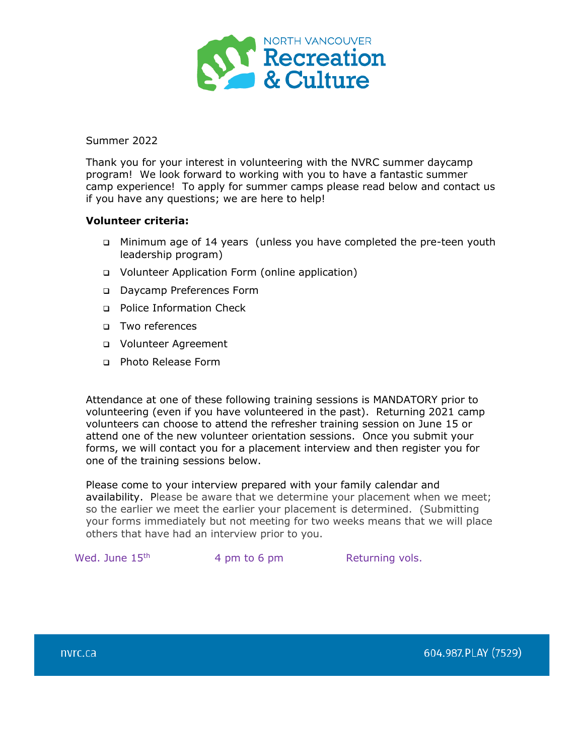Summer 2022

Thank you for your interest in volunteering with the NVRC summer daycamp program! We look forward to working with you to have a fantastic summer camp experience! To apply for summer camps please read below and contact us if you have any questions; we are here to help!

**Volunteer criteria:**

- Minimum age of 14 years (unless you have completed the pre-teen youth leadership program)
- Volunteer Application Form (online application)
- Daycamp Preferences Form
- Police Information Check
- Two references
- Volunteer Agreement
- Photo Release Form

Attendance at one of these following training sessions is MANDATORY prior to volunteering (even if you have volunteered in the past). Returning 2021 camp volunteers can choose to attend the refresher training session on June 15 or attend one of the new volunteer orientation sessions. Once you submit your forms, we will contact you for a placement interview and then register you for one of the training sessions below.

Please come to your interview prepared with your family calendar and availability. Please be aware that we determine your placement when we meet; so the earlier we meet the earlier your placement is determined. (Submitting your forms immediately but not meeting for two weeks means that we will place others that have had an interview prior to you.

| Wed. June 15th | 4 pm to 6 pm | Returning vols. |
|---|---|---|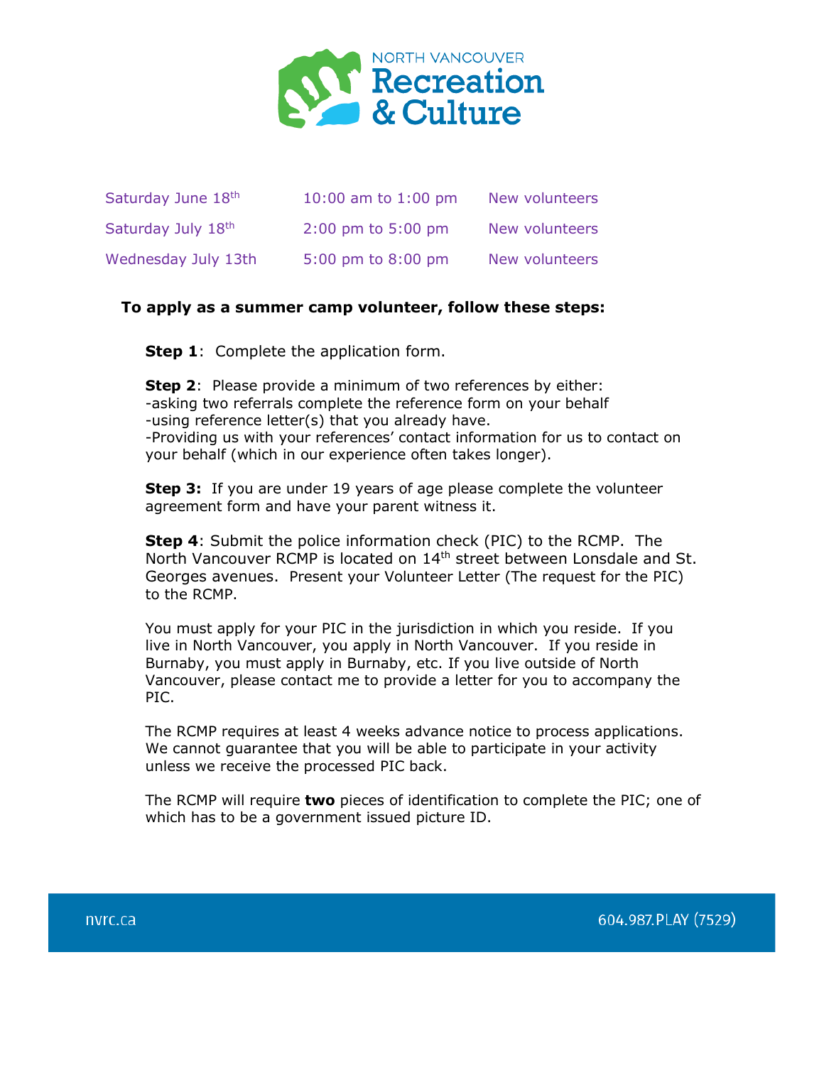| | | |
|---|---|---|
| Saturday June 18th | 10:00 am to 1:00 pm | New volunteers |
| Saturday July 18th | 2:00 pm to 5:00 pm | New volunteers |
| Wednesday July 13th | 5:00 pm to 8:00 pm | New volunteers |

**To apply as a summer camp volunteer, follow these steps:**

**Step 1**: Complete the application form.

**Step 2**: Please provide a minimum of two references by either:
-asking two referrals complete the reference form on your behalf
-using reference letter(s) that you already have.
-Providing us with your references' contact information for us to contact on your behalf (which in our experience often takes longer).

**Step 3:** If you are under 19 years of age please complete the volunteer agreement form and have your parent witness it.

**Step 4**: Submit the police information check (PIC) to the RCMP. The North Vancouver RCMP is located on 14th street between Lonsdale and St. Georges avenues. Present your Volunteer Letter (The request for the PIC) to the RCMP.

You must apply for your PIC in the jurisdiction in which you reside. If you live in North Vancouver, you apply in North Vancouver. If you reside in Burnaby, you must apply in Burnaby, etc. If you live outside of North Vancouver, please contact me to provide a letter for you to accompany the PIC.

The RCMP requires at least 4 weeks advance notice to process applications. We cannot guarantee that you will be able to participate in your activity unless we receive the processed PIC back.

The RCMP will require **two** pieces of identification to complete the PIC; one of which has to be a government issued picture ID.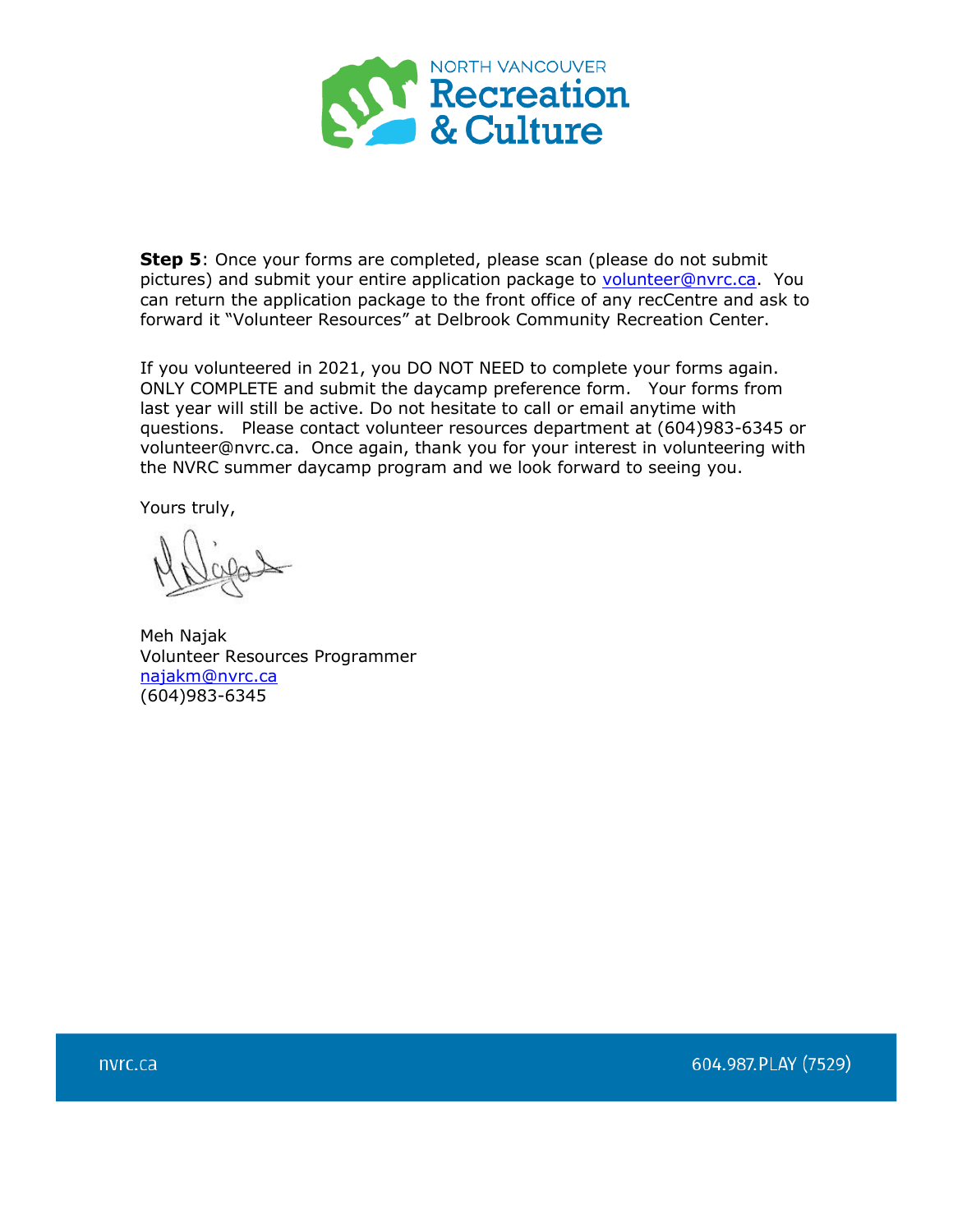**Step 5**: Once your forms are completed, please scan (please do not submit pictures) and submit your entire application package to volunteer@nvrc.ca. You can return the application package to the front office of any recCentre and ask to forward it "Volunteer Resources" at Delbrook Community Recreation Center.

If you volunteered in 2021, you DO NOT NEED to complete your forms again. ONLY COMPLETE and submit the daycamp preference form. Your forms from last year will still be active. Do not hesitate to call or email anytime with questions. Please contact volunteer resources department at (604)983-6345 or volunteer@nvrc.ca. Once again, thank you for your interest in volunteering with the NVRC summer daycamp program and we look forward to seeing you.

Yours truly,

Meh Najak
Volunteer Resources Programmer
najakm@nvrc.ca
(604)983-6345